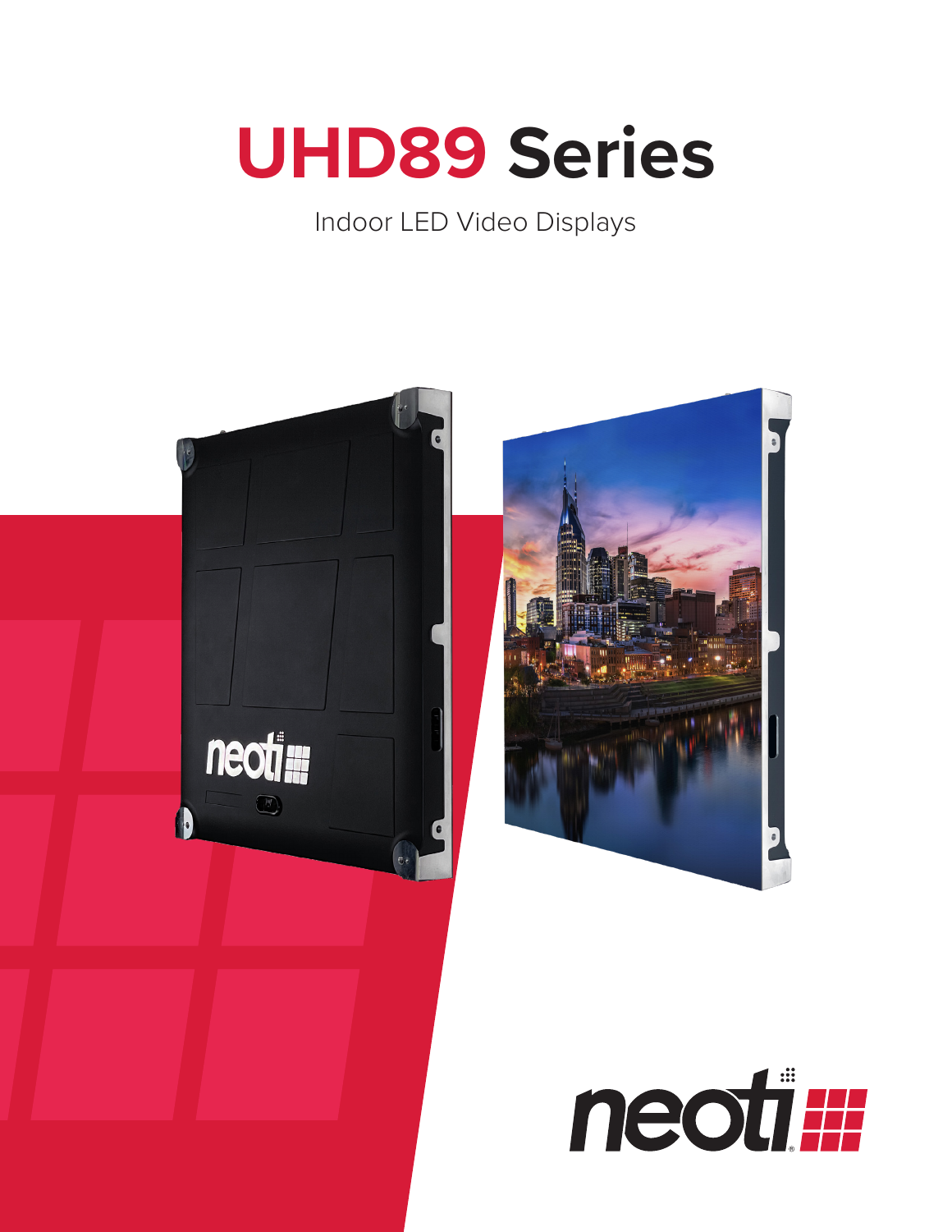# UHD89 Series

Indoor LED Video Displays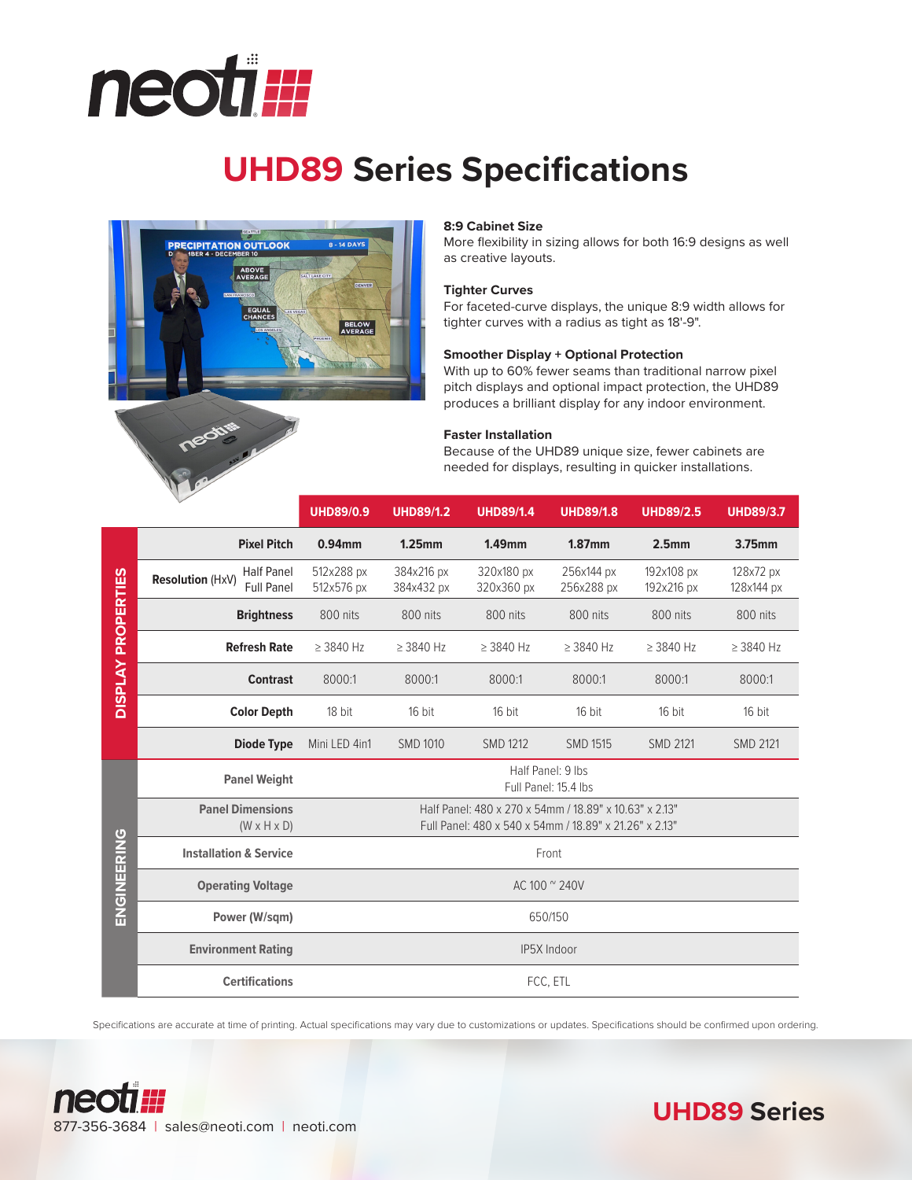# UHD89 Series Specifications

**8:9 Cabinet Size**
More flexibility in sizing allows for both 16:9 designs as well as creative layouts.

**Tighter Curves**
For faceted-curve displays, the unique 8:9 width allows for tighter curves with a radius as tight as 18'-9".

**Smoother Display + Optional Protection**
With up to 60% fewer seams than traditional narrow pixel pitch displays and optional impact protection, the UHD89 produces a brilliant display for any indoor environment.

**Faster Installation**
Because of the UHD89 unique size, fewer cabinets are needed for displays, resulting in quicker installations.

| | | UHD89/0.9 | UHD89/1.2 | UHD89/1.4 | UHD89/1.8 | UHD89/2.5 | UHD89/3.7 |
|---|---|---|---|---|---|---|---|
| DISPLAY PROPERTIES | Pixel Pitch | 0.94mm | 1.25mm | 1.49mm | 1.87mm | 2.5mm | 3.75mm |
| | Resolution (HxV) Half Panel / Full Panel | 512x288 px / 512x576 px | 384x216 px / 384x432 px | 320x180 px / 320x360 px | 256x144 px / 256x288 px | 192x108 px / 192x216 px | 128x72 px / 128x144 px |
| | Brightness | 800 nits | 800 nits | 800 nits | 800 nits | 800 nits | 800 nits |
| | Refresh Rate | ≥ 3840 Hz | ≥ 3840 Hz | ≥ 3840 Hz | ≥ 3840 Hz | ≥ 3840 Hz | ≥ 3840 Hz |
| | Contrast | 8000:1 | 8000:1 | 8000:1 | 8000:1 | 8000:1 | 8000:1 |
| | Color Depth | 18 bit | 16 bit | 16 bit | 16 bit | 16 bit | 16 bit |
| | Diode Type | Mini LED 4in1 | SMD 1010 | SMD 1212 | SMD 1515 | SMD 2121 | SMD 2121 |
| ENGINEERING | Panel Weight | Half Panel: 9 lbs / Full Panel: 15.4 lbs | | | | | |
| | Panel Dimensions (W x H x D) | Half Panel: 480 x 270 x 54mm / 18.89" x 10.63" x 2.13" / Full Panel: 480 x 540 x 54mm / 18.89" x 21.26" x 2.13" | | | | | |
| | Installation & Service | Front | | | | | |
| | Operating Voltage | AC 100 ~ 240V | | | | | |
| | Power (W/sqm) | 650/150 | | | | | |
| | Environment Rating | IP5X Indoor | | | | | |
| | Certifications | FCC, ETL | | | | | |

Specifications are accurate at time of printing. Actual specifications may vary due to customizations or updates. Specifications should be confirmed upon ordering.

877-356-3684 | sales@neoti.com | neoti.com

**UHD89 Series**